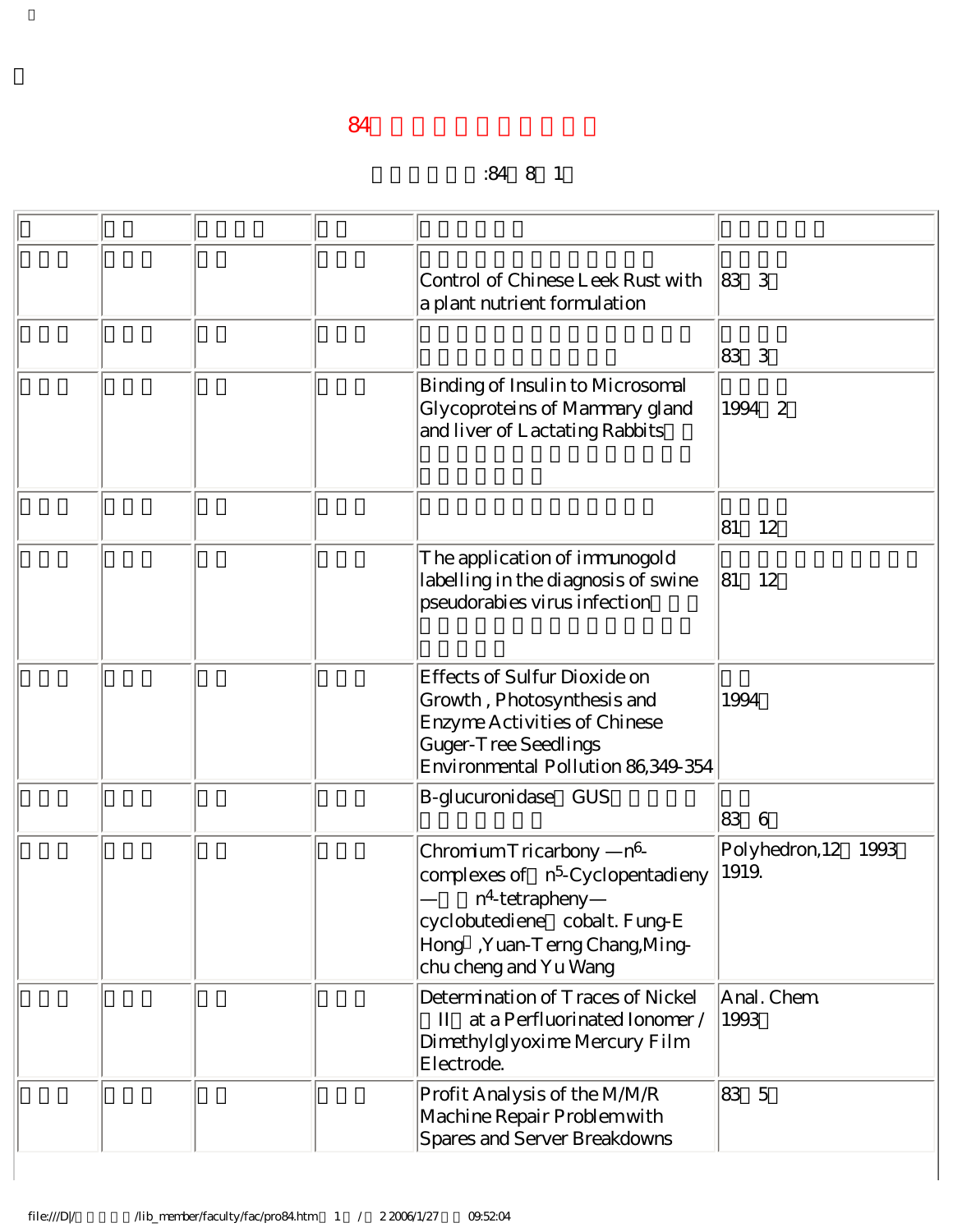# 84

:84 8 1

| | | | | | |
|---|---|---|---|---|---|
| | | | | | |
| | | | | Control of Chinese Leek Rust with a plant nutrient formulation | 83 3 |
| | | | | | 83 3 |
| | | | | Binding of Insulin to Microsomal Glycoproteins of Mammary gland and liver of Lactating Rabbits | 1994 2 |
| | | | | | 81 12 |
| | | | | The application of immunogold labelling in the diagnosis of swine pseudorabies virus infection | 81 12 |
| | | | | Effects of Sulfur Dioxide on Growth, Photosynthesis and Enzyme Activities of Chinese Guger-Tree Seedlings Environmental Pollution 86,349-354 | 1994 |
| | | | | B-glucuronidase GUS | 83 6 |
| | | | | Chromium Tricarbony —$n^6$-complexes of $n^5$-Cyclopentadieny — $n^4$-tetrapheny— cyclobutediene cobalt. Fung-E Hong ,Yuan-Terng Chang,Ming-chu cheng and Yu Wang | Polyhedron,12 1993 1919. |
| | | | | Determination of Traces of Nickel II at a Perfluorinated Ionomer / Dimethylglyoxime Mercury Film Electrode. | Anal. Chem. 1993 |
| | | | | Profit Analysis of the M/M/R Machine Repair Problem with Spares and Server Breakdowns | 83 5 |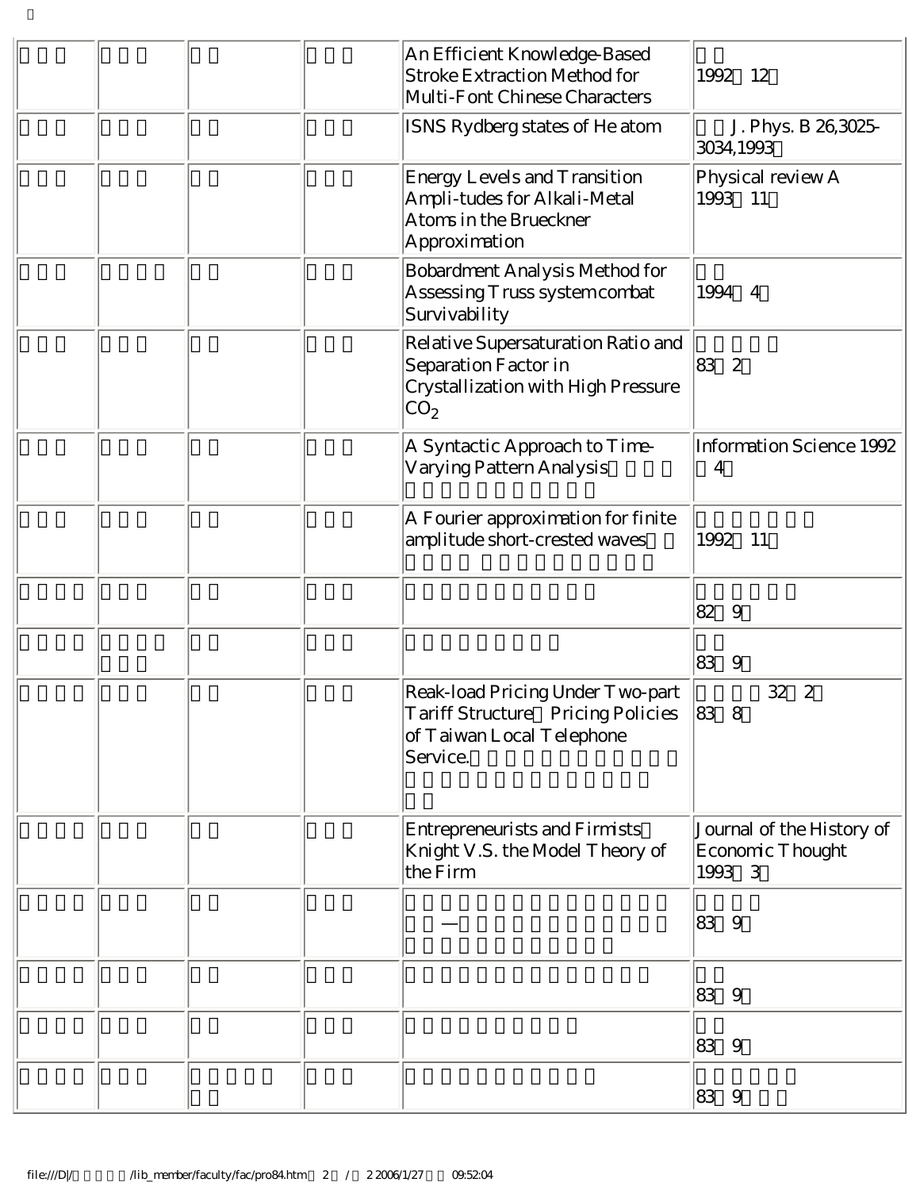| | | | | | |
|---|---|---|---|---|---|
| | | | | An Efficient Knowledge-Based Stroke Extraction Method for Multi-Font Chinese Characters | 1992 12 |
| | | | | ISNS Rydberg states of He atom | J. Phys. B 26,3025-3034,1993 |
| | | | | Energy Levels and Transition Ampli-tudes for Alkali-Metal Atoms in the Brueckner Approximation | Physical review A 1993 11 |
| | | | | Bobardment Analysis Method for Assessing Truss system combat Survivability | 1994 4 |
| | | | | Relative Supersaturation Ratio and Separation Factor in Crystallization with High Pressure $CO_2$ | 83 2 |
| | | | | A Syntactic Approach to Time-Varying Pattern Analysis | Information Science 1992 4 |
| | | | | A Fourier approximation for finite amplitude short-crested waves | 1992 11 |
| | | | | | 82 9 |
| | | | | | 83 9 |
| | | | | Reak-load Pricing Under Two-part Tariff Structure Pricing Policies of Taiwan Local Telephone Service. | 32 2 83 8 |
| | | | | Entrepreneurists and Firmists Knight V.S. the Model Theory of the Firm | Journal of the History of Economic Thought 1993 3 |
| | | | | — | 83 9 |
| | | | | | 83 9 |
| | | | | | 83 9 |
| | | | | | 83 9 |